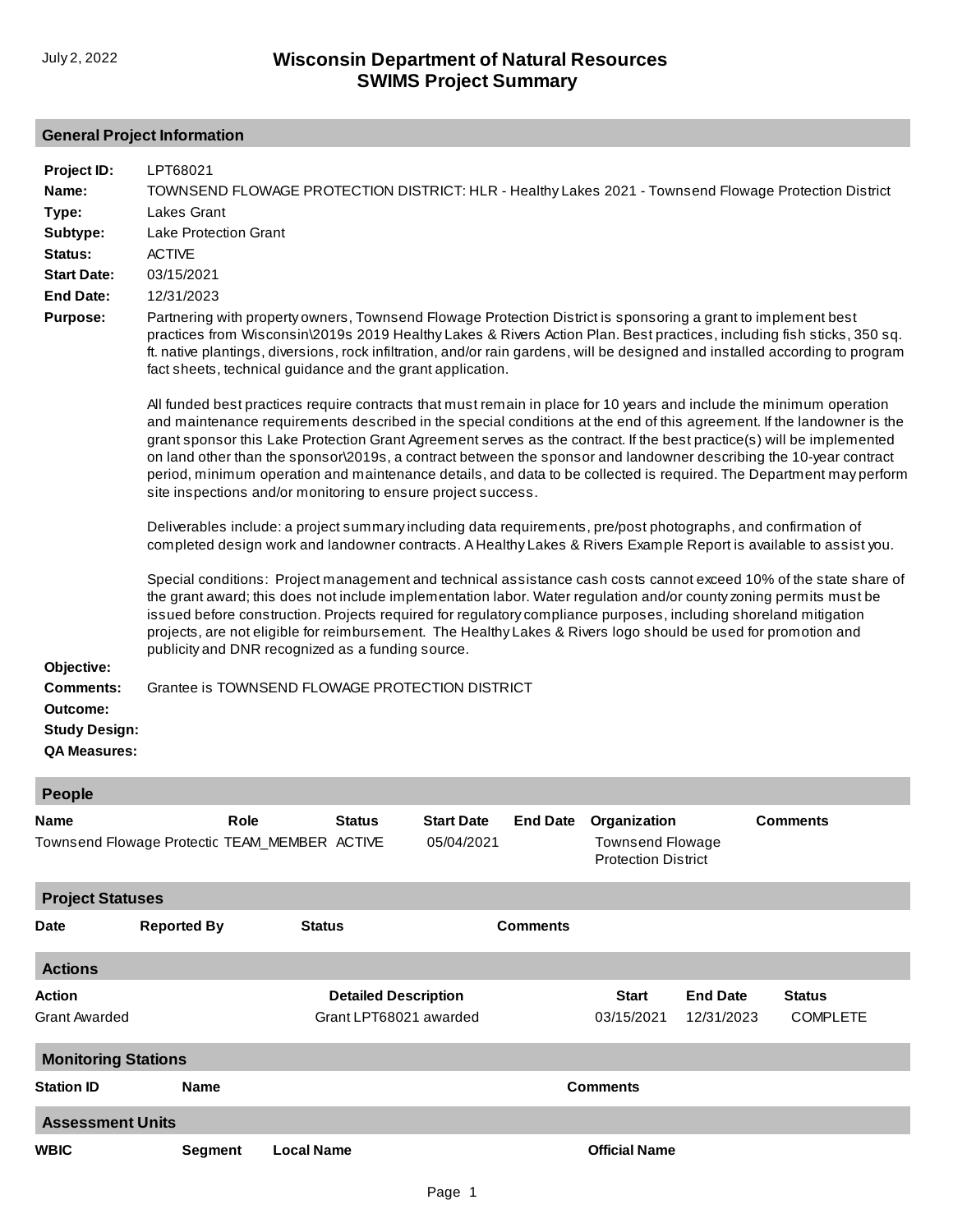# Wisconsin Department of Natural Resources
# SWIMS Project Summary

July 2, 2022

## General Project Information

**Project ID:** LPT68021

**Name:** TOWNSEND FLOWAGE PROTECTION DISTRICT: HLR - Healthy Lakes 2021 - Townsend Flowage Protection District

**Type:** Lakes Grant

**Subtype:** Lake Protection Grant

**Status:** ACTIVE

**Start Date:** 03/15/2021

**End Date:** 12/31/2023

**Purpose:** Partnering with property owners, Townsend Flowage Protection District is sponsoring a grant to implement best practices from Wisconsin\2019s 2019 Healthy Lakes & Rivers Action Plan. Best practices, including fish sticks, 350 sq. ft. native plantings, diversions, rock infiltration, and/or rain gardens, will be designed and installed according to program fact sheets, technical guidance and the grant application.

All funded best practices require contracts that must remain in place for 10 years and include the minimum operation and maintenance requirements described in the special conditions at the end of this agreement. If the landowner is the grant sponsor this Lake Protection Grant Agreement serves as the contract. If the best practice(s) will be implemented on land other than the sponsor\2019s, a contract between the sponsor and landowner describing the 10-year contract period, minimum operation and maintenance details, and data to be collected is required. The Department may perform site inspections and/or monitoring to ensure project success.

Deliverables include: a project summary including data requirements, pre/post photographs, and confirmation of completed design work and landowner contracts. A Healthy Lakes & Rivers Example Report is available to assist you.

Special conditions: Project management and technical assistance cash costs cannot exceed 10% of the state share of the grant award; this does not include implementation labor. Water regulation and/or county zoning permits must be issued before construction. Projects required for regulatory compliance purposes, including shoreland mitigation projects, are not eligible for reimbursement. The Healthy Lakes & Rivers logo should be used for promotion and publicity and DNR recognized as a funding source.

**Objective:**

**Comments:** Grantee is TOWNSEND FLOWAGE PROTECTION DISTRICT

**Outcome:**

**Study Design:**

**QA Measures:**

## People

| Name | Role | Status | Start Date | End Date | Organization | Comments |
|---|---|---|---|---|---|---|
| Townsend Flowage Protectic | TEAM_MEMBER | ACTIVE | 05/04/2021 | | Townsend Flowage Protection District | |

## Project Statuses

| Date | Reported By | Status | Comments |
|---|---|---|---|

## Actions

| Action | Detailed Description | Start | End Date | Status |
|---|---|---|---|---|
| Grant Awarded | Grant LPT68021 awarded | 03/15/2021 | 12/31/2023 | COMPLETE |

## Monitoring Stations

| Station ID | Name | Comments |
|---|---|---|

## Assessment Units

| WBIC | Segment | Local Name | Official Name |
|---|---|---|---|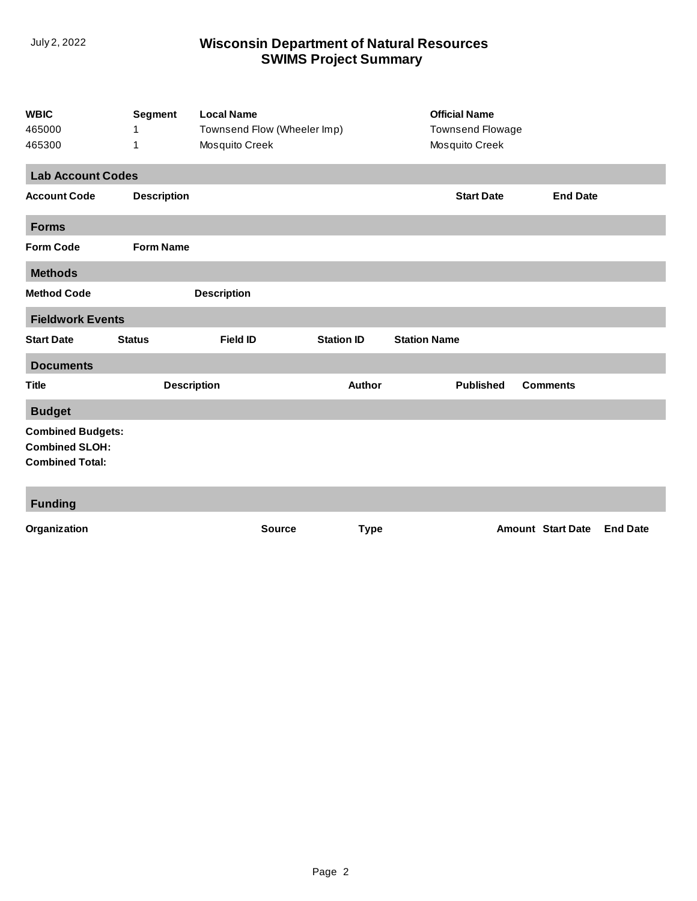# Wisconsin Department of Natural Resources
## SWIMS Project Summary

July 2, 2022

| WBIC | Segment | Local Name | Official Name |
|---|---|---|---|
| 465000 | 1 | Townsend Flow (Wheeler Imp) | Townsend Flowage |
| 465300 | 1 | Mosquito Creek | Mosquito Creek |

## Lab Account Codes

| Account Code | Description | Start Date | End Date |
|---|---|---|---|

## Forms

| Form Code | Form Name |
|---|---|

## Methods

| Method Code | Description |
|---|---|

## Fieldwork Events

| Start Date | Status | Field ID | Station ID | Station Name |
|---|---|---|---|---|

## Documents

| Title | Description | Author | Published | Comments |
|---|---|---|---|---|

## Budget

**Combined Budgets:**

**Combined SLOH:**

**Combined Total:**

## Funding

| Organization | Source | Type | Amount | Start Date | End Date |
|---|---|---|---|---|---|